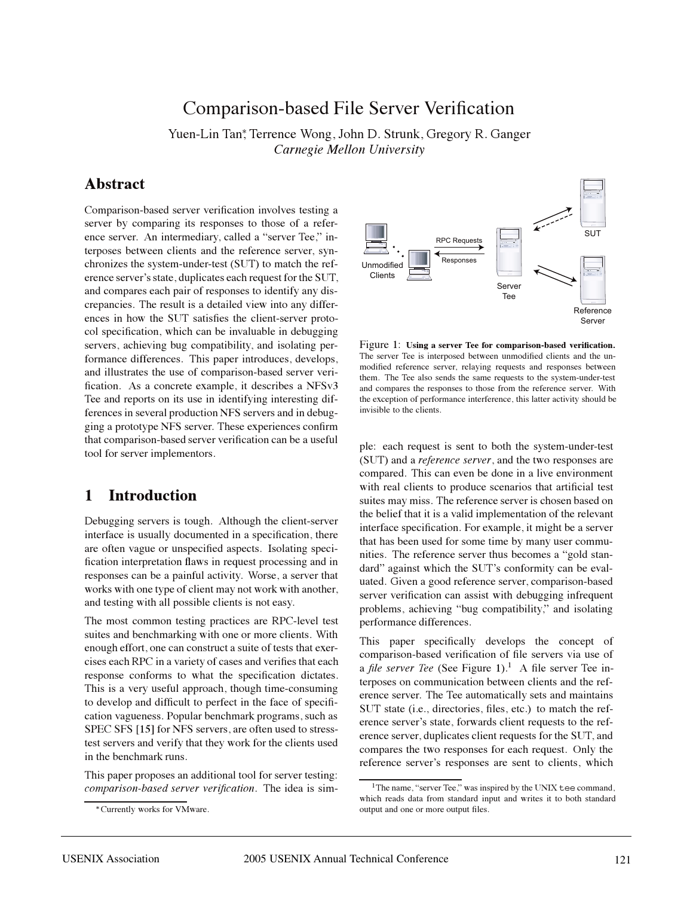# Comparison-based File Server Verification

Yuen-Lin Tan*, Terrence Wong, John D. Strunk, Gregory R. Ganger
*Carnegie Mellon University*

## Abstract

Comparison-based server verification involves testing a server by comparing its responses to those of a reference server. An intermediary, called a "server Tee," interposes between clients and the reference server, synchronizes the system-under-test (SUT) to match the reference server's state, duplicates each request for the SUT, and compares each pair of responses to identify any discrepancies. The result is a detailed view into any differences in how the SUT satisfies the client-server protocol specification, which can be invaluable in debugging servers, achieving bug compatibility, and isolating performance differences. This paper introduces, develops, and illustrates the use of comparison-based server verification. As a concrete example, it describes a NFSv3 Tee and reports on its use in identifying interesting differences in several production NFS servers and in debugging a prototype NFS server. These experiences confirm that comparison-based server verification can be a useful tool for server implementors.

## 1 Introduction

Debugging servers is tough. Although the client-server interface is usually documented in a specification, there are often vague or unspecified aspects. Isolating specification interpretation flaws in request processing and in responses can be a painful activity. Worse, a server that works with one type of client may not work with another, and testing with all possible clients is not easy.

The most common testing practices are RPC-level test suites and benchmarking with one or more clients. With enough effort, one can construct a suite of tests that exercises each RPC in a variety of cases and verifies that each response conforms to what the specification dictates. This is a very useful approach, though time-consuming to develop and difficult to perfect in the face of specification vagueness. Popular benchmark programs, such as SPEC SFS [15] for NFS servers, are often used to stress-test servers and verify that they work for the clients used in the benchmark runs.

This paper proposes an additional tool for server testing: *comparison-based server verification*. The idea is simple: each request is sent to both the system-under-test (SUT) and a *reference server*, and the two responses are compared. This can even be done in a live environment with real clients to produce scenarios that artificial test suites may miss. The reference server is chosen based on the belief that it is a valid implementation of the relevant interface specification. For example, it might be a server that has been used for some time by many user communities. The reference server thus becomes a "gold standard" against which the SUT's conformity can be evaluated. Given a good reference server, comparison-based server verification can assist with debugging infrequent problems, achieving "bug compatibility," and isolating performance differences.

Figure 1: **Using a server Tee for comparison-based verification.** The server Tee is interposed between unmodified clients and the unmodified reference server, relaying requests and responses between them. The Tee also sends the same requests to the system-under-test and compares the responses to those from the reference server. With the exception of performance interference, this latter activity should be invisible to the clients.

This paper specifically develops the concept of comparison-based verification of file servers via use of a *file server Tee* (See Figure 1).[1] A file server Tee interposes on communication between clients and the reference server. The Tee automatically sets and maintains SUT state (i.e., directories, files, etc.) to match the reference server's state, forwards client requests to the reference server, duplicates client requests for the SUT, and compares the two responses for each request. Only the reference server's responses are sent to clients, which

*Currently works for VMware.

[1] The name, "server Tee," was inspired by the UNIX `tee` command, which reads data from standard input and writes it to both standard output and one or more output files.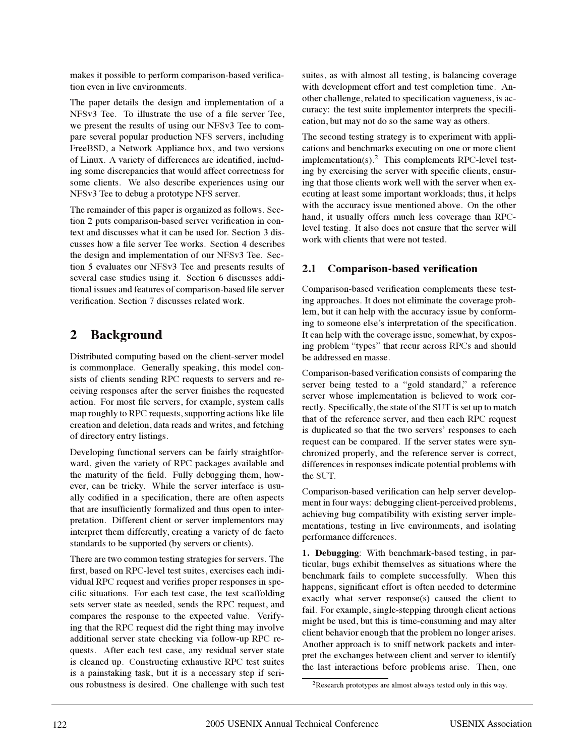makes it possible to perform comparison-based verification even in live environments.

The paper details the design and implementation of a NFSv3 Tee. To illustrate the use of a file server Tee, we present the results of using our NFSv3 Tee to compare several popular production NFS servers, including FreeBSD, a Network Appliance box, and two versions of Linux. A variety of differences are identified, including some discrepancies that would affect correctness for some clients. We also describe experiences using our NFSv3 Tee to debug a prototype NFS server.

The remainder of this paper is organized as follows. Section 2 puts comparison-based server verification in context and discusses what it can be used for. Section 3 discusses how a file server Tee works. Section 4 describes the design and implementation of our NFSv3 Tee. Section 5 evaluates our NFSv3 Tee and presents results of several case studies using it. Section 6 discusses additional issues and features of comparison-based file server verification. Section 7 discusses related work.

# 2 Background

Distributed computing based on the client-server model is commonplace. Generally speaking, this model consists of clients sending RPC requests to servers and receiving responses after the server finishes the requested action. For most file servers, for example, system calls map roughly to RPC requests, supporting actions like file creation and deletion, data reads and writes, and fetching of directory entry listings.

Developing functional servers can be fairly straightforward, given the variety of RPC packages available and the maturity of the field. Fully debugging them, however, can be tricky. While the server interface is usually codified in a specification, there are often aspects that are insufficiently formalized and thus open to interpretation. Different client or server implementors may interpret them differently, creating a variety of de facto standards to be supported (by servers or clients).

There are two common testing strategies for servers. The first, based on RPC-level test suites, exercises each individual RPC request and verifies proper responses in specific situations. For each test case, the test scaffolding sets server state as needed, sends the RPC request, and compares the response to the expected value. Verifying that the RPC request did the right thing may involve additional server state checking via follow-up RPC requests. After each test case, any residual server state is cleaned up. Constructing exhaustive RPC test suites is a painstaking task, but it is a necessary step if serious robustness is desired. One challenge with such test suites, as with almost all testing, is balancing coverage with development effort and test completion time. Another challenge, related to specification vagueness, is accuracy: the test suite implementor interprets the specification, but may not do so the same way as others.

The second testing strategy is to experiment with applications and benchmarks executing on one or more client implementation(s).[2] This complements RPC-level testing by exercising the server with specific clients, ensuring that those clients work well with the server when executing at least some important workloads; thus, it helps with the accuracy issue mentioned above. On the other hand, it usually offers much less coverage than RPC-level testing. It also does not ensure that the server will work with clients that were not tested.

## 2.1 Comparison-based verification

Comparison-based verification complements these testing approaches. It does not eliminate the coverage problem, but it can help with the accuracy issue by conforming to someone else's interpretation of the specification. It can help with the coverage issue, somewhat, by exposing problem "types" that recur across RPCs and should be addressed en masse.

Comparison-based verification consists of comparing the server being tested to a "gold standard," a reference server whose implementation is believed to work correctly. Specifically, the state of the SUT is set up to match that of the reference server, and then each RPC request is duplicated so that the two servers' responses to each request can be compared. If the server states were synchronized properly, and the reference server is correct, differences in responses indicate potential problems with the SUT.

Comparison-based verification can help server development in four ways: debugging client-perceived problems, achieving bug compatibility with existing server implementations, testing in live environments, and isolating performance differences.

**1. Debugging**: With benchmark-based testing, in particular, bugs exhibit themselves as situations where the benchmark fails to complete successfully. When this happens, significant effort is often needed to determine exactly what server response(s) caused the client to fail. For example, single-stepping through client actions might be used, but this is time-consuming and may alter client behavior enough that the problem no longer arises. Another approach is to sniff network packets and interpret the exchanges between client and server to identify the last interactions before problems arise. Then, one

[2] Research prototypes are almost always tested only in this way.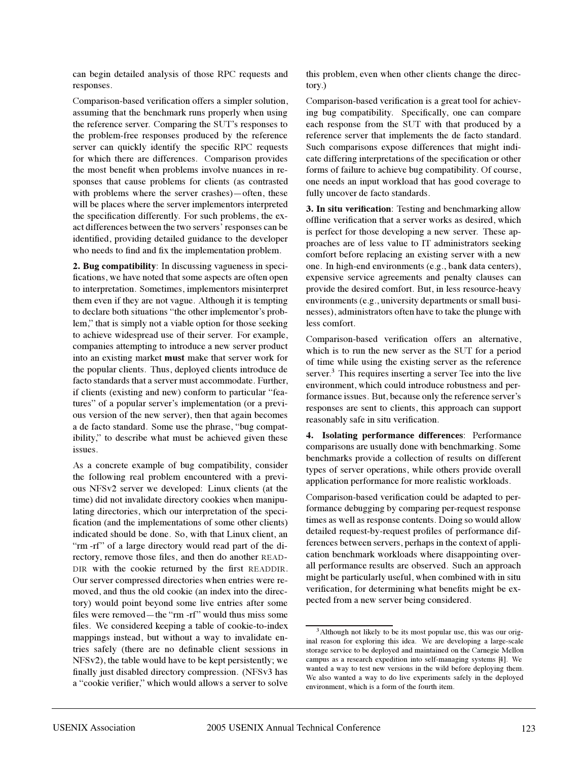can begin detailed analysis of those RPC requests and responses.

Comparison-based verification offers a simpler solution, assuming that the benchmark runs properly when using the reference server. Comparing the SUT's responses to the problem-free responses produced by the reference server can quickly identify the specific RPC requests for which there are differences. Comparison provides the most benefit when problems involve nuances in responses that cause problems for clients (as contrasted with problems where the server crashes)—often, these will be places where the server implementors interpreted the specification differently. For such problems, the exact differences between the two servers' responses can be identified, providing detailed guidance to the developer who needs to find and fix the implementation problem.

**2. Bug compatibility**: In discussing vagueness in specifications, we have noted that some aspects are often open to interpretation. Sometimes, implementors misinterpret them even if they are not vague. Although it is tempting to declare both situations "the other implementor's problem," that is simply not a viable option for those seeking to achieve widespread use of their server. For example, companies attempting to introduce a new server product into an existing market **must** make that server work for the popular clients. Thus, deployed clients introduce de facto standards that a server must accommodate. Further, if clients (existing and new) conform to particular "features" of a popular server's implementation (or a previous version of the new server), then that again becomes a de facto standard. Some use the phrase, "bug compatibility," to describe what must be achieved given these issues.

As a concrete example of bug compatibility, consider the following real problem encountered with a previous NFSv2 server we developed: Linux clients (at the time) did not invalidate directory cookies when manipulating directories, which our interpretation of the specification (and the implementations of some other clients) indicated should be done. So, with that Linux client, an "rm -rf" of a large directory would read part of the directory, remove those files, and then do another READDIR with the cookie returned by the first READDIR. Our server compressed directories when entries were removed, and thus the old cookie (an index into the directory) would point beyond some live entries after some files were removed—the "rm -rf" would thus miss some files. We considered keeping a table of cookie-to-index mappings instead, but without a way to invalidate entries safely (there are no definable client sessions in NFSv2), the table would have to be kept persistently; we finally just disabled directory compression. (NFSv3 has a "cookie verifier," which would allows a server to solve this problem, even when other clients change the directory.)

Comparison-based verification is a great tool for achieving bug compatibility. Specifically, one can compare each response from the SUT with that produced by a reference server that implements the de facto standard. Such comparisons expose differences that might indicate differing interpretations of the specification or other forms of failure to achieve bug compatibility. Of course, one needs an input workload that has good coverage to fully uncover de facto standards.

**3. In situ verification**: Testing and benchmarking allow offline verification that a server works as desired, which is perfect for those developing a new server. These approaches are of less value to IT administrators seeking comfort before replacing an existing server with a new one. In high-end environments (e.g., bank data centers), expensive service agreements and penalty clauses can provide the desired comfort. But, in less resource-heavy environments (e.g., university departments or small businesses), administrators often have to take the plunge with less comfort.

Comparison-based verification offers an alternative, which is to run the new server as the SUT for a period of time while using the existing server as the reference server.[3] This requires inserting a server Tee into the live environment, which could introduce robustness and performance issues. But, because only the reference server's responses are sent to clients, this approach can support reasonably safe in situ verification.

**4. Isolating performance differences**: Performance comparisons are usually done with benchmarking. Some benchmarks provide a collection of results on different types of server operations, while others provide overall application performance for more realistic workloads.

Comparison-based verification could be adapted to performance debugging by comparing per-request response times as well as response contents. Doing so would allow detailed request-by-request profiles of performance differences between servers, perhaps in the context of application benchmark workloads where disappointing overall performance results are observed. Such an approach might be particularly useful, when combined with in situ verification, for determining what benefits might be expected from a new server being considered.

[3] Although not likely to be its most popular use, this was our original reason for exploring this idea. We are developing a large-scale storage service to be deployed and maintained on the Carnegie Mellon campus as a research expedition into self-managing systems [4]. We wanted a way to test new versions in the wild before deploying them. We also wanted a way to do live experiments safely in the deployed environment, which is a form of the fourth item.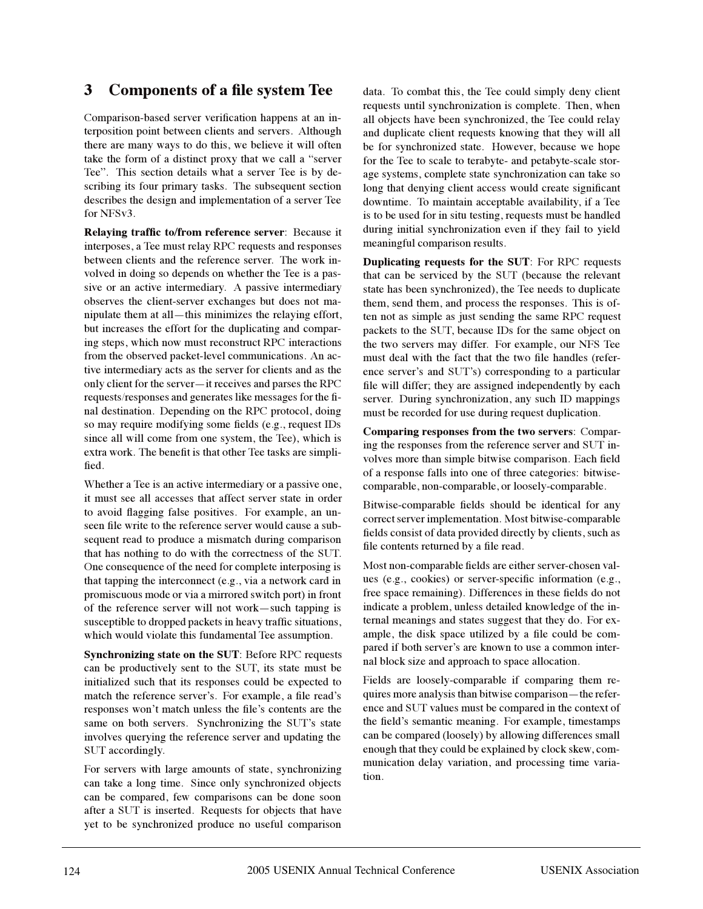## 3 Components of a file system Tee

Comparison-based server verification happens at an interposition point between clients and servers. Although there are many ways to do this, we believe it will often take the form of a distinct proxy that we call a "server Tee". This section details what a server Tee is by describing its four primary tasks. The subsequent section describes the design and implementation of a server Tee for NFSv3.

**Relaying traffic to/from reference server**: Because it interposes, a Tee must relay RPC requests and responses between clients and the reference server. The work involved in doing so depends on whether the Tee is a passive or an active intermediary. A passive intermediary observes the client-server exchanges but does not manipulate them at all—this minimizes the relaying effort, but increases the effort for the duplicating and comparing steps, which now must reconstruct RPC interactions from the observed packet-level communications. An active intermediary acts as the server for clients and as the only client for the server—it receives and parses the RPC requests/responses and generates like messages for the final destination. Depending on the RPC protocol, doing so may require modifying some fields (e.g., request IDs since all will come from one system, the Tee), which is extra work. The benefit is that other Tee tasks are simplified.

Whether a Tee is an active intermediary or a passive one, it must see all accesses that affect server state in order to avoid flagging false positives. For example, an unseen file write to the reference server would cause a subsequent read to produce a mismatch during comparison that has nothing to do with the correctness of the SUT. One consequence of the need for complete interposing is that tapping the interconnect (e.g., via a network card in promiscuous mode or via a mirrored switch port) in front of the reference server will not work—such tapping is susceptible to dropped packets in heavy traffic situations, which would violate this fundamental Tee assumption.

**Synchronizing state on the SUT**: Before RPC requests can be productively sent to the SUT, its state must be initialized such that its responses could be expected to match the reference server's. For example, a file read's responses won't match unless the file's contents are the same on both servers. Synchronizing the SUT's state involves querying the reference server and updating the SUT accordingly.

For servers with large amounts of state, synchronizing can take a long time. Since only synchronized objects can be compared, few comparisons can be done soon after a SUT is inserted. Requests for objects that have yet to be synchronized produce no useful comparison data. To combat this, the Tee could simply deny client requests until synchronization is complete. Then, when all objects have been synchronized, the Tee could relay and duplicate client requests knowing that they will all be for synchronized state. However, because we hope for the Tee to scale to terabyte- and petabyte-scale storage systems, complete state synchronization can take so long that denying client access would create significant downtime. To maintain acceptable availability, if a Tee is to be used for in situ testing, requests must be handled during initial synchronization even if they fail to yield meaningful comparison results.

**Duplicating requests for the SUT**: For RPC requests that can be serviced by the SUT (because the relevant state has been synchronized), the Tee needs to duplicate them, send them, and process the responses. This is often not as simple as just sending the same RPC request packets to the SUT, because IDs for the same object on the two servers may differ. For example, our NFS Tee must deal with the fact that the two file handles (reference server's and SUT's) corresponding to a particular file will differ; they are assigned independently by each server. During synchronization, any such ID mappings must be recorded for use during request duplication.

**Comparing responses from the two servers**: Comparing the responses from the reference server and SUT involves more than simple bitwise comparison. Each field of a response falls into one of three categories: bitwise-comparable, non-comparable, or loosely-comparable.

Bitwise-comparable fields should be identical for any correct server implementation. Most bitwise-comparable fields consist of data provided directly by clients, such as file contents returned by a file read.

Most non-comparable fields are either server-chosen values (e.g., cookies) or server-specific information (e.g., free space remaining). Differences in these fields do not indicate a problem, unless detailed knowledge of the internal meanings and states suggest that they do. For example, the disk space utilized by a file could be compared if both server's are known to use a common internal block size and approach to space allocation.

Fields are loosely-comparable if comparing them requires more analysis than bitwise comparison—the reference and SUT values must be compared in the context of the field's semantic meaning. For example, timestamps can be compared (loosely) by allowing differences small enough that they could be explained by clock skew, communication delay variation, and processing time variation.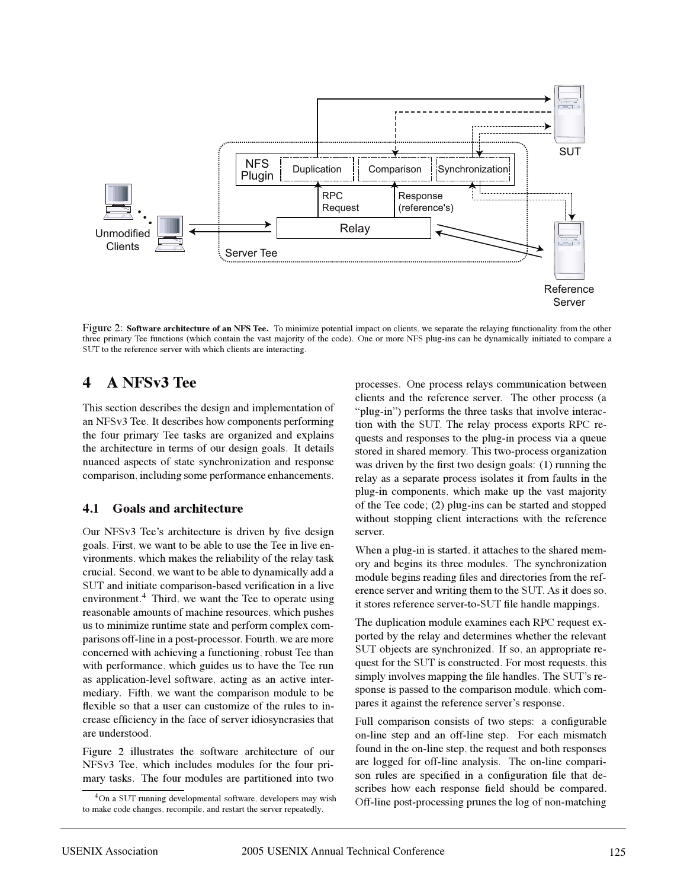Figure 2: **Software architecture of an NFS Tee.** To minimize potential impact on clients, we separate the relaying functionality from the other three primary Tee functions (which contain the vast majority of the code). One or more NFS plug-ins can be dynamically initiated to compare a SUT to the reference server with which clients are interacting.

# 4 A NFSv3 Tee

This section describes the design and implementation of an NFSv3 Tee. It describes how components performing the four primary Tee tasks are organized and explains the architecture in terms of our design goals. It details nuanced aspects of state synchronization and response comparison, including some performance enhancements.

## 4.1 Goals and architecture

Our NFSv3 Tee's architecture is driven by five design goals. First, we want to be able to use the Tee in live environments, which makes the reliability of the relay task crucial. Second, we want to be able to dynamically add a SUT and initiate comparison-based verification in a live environment.[4] Third, we want the Tee to operate using reasonable amounts of machine resources, which pushes us to minimize runtime state and perform complex comparisons off-line in a post-processor. Fourth, we are more concerned with achieving a functioning, robust Tee than with performance, which guides us to have the Tee run as application-level software, acting as an active intermediary. Fifth, we want the comparison module to be flexible so that a user can customize of the rules to increase efficiency in the face of server idiosyncrasies that are understood.

Figure 2 illustrates the software architecture of our NFSv3 Tee, which includes modules for the four primary tasks. The four modules are partitioned into two processes. One process relays communication between clients and the reference server. The other process (a "plug-in") performs the three tasks that involve interaction with the SUT. The relay process exports RPC requests and responses to the plug-in process via a queue stored in shared memory. This two-process organization was driven by the first two design goals: (1) running the relay as a separate process isolates it from faults in the plug-in components, which make up the vast majority of the Tee code; (2) plug-ins can be started and stopped without stopping client interactions with the reference server.

When a plug-in is started, it attaches to the shared memory and begins its three modules. The synchronization module begins reading files and directories from the reference server and writing them to the SUT. As it does so, it stores reference server-to-SUT file handle mappings.

The duplication module examines each RPC request exported by the relay and determines whether the relevant SUT objects are synchronized. If so, an appropriate request for the SUT is constructed. For most requests, this simply involves mapping the file handles. The SUT's response is passed to the comparison module, which compares it against the reference server's response.

Full comparison consists of two steps: a configurable on-line step and an off-line step. For each mismatch found in the on-line step, the request and both responses are logged for off-line analysis. The on-line comparison rules are specified in a configuration file that describes how each response field should be compared. Off-line post-processing prunes the log of non-matching

[4] On a SUT running developmental software, developers may wish to make code changes, recompile, and restart the server repeatedly.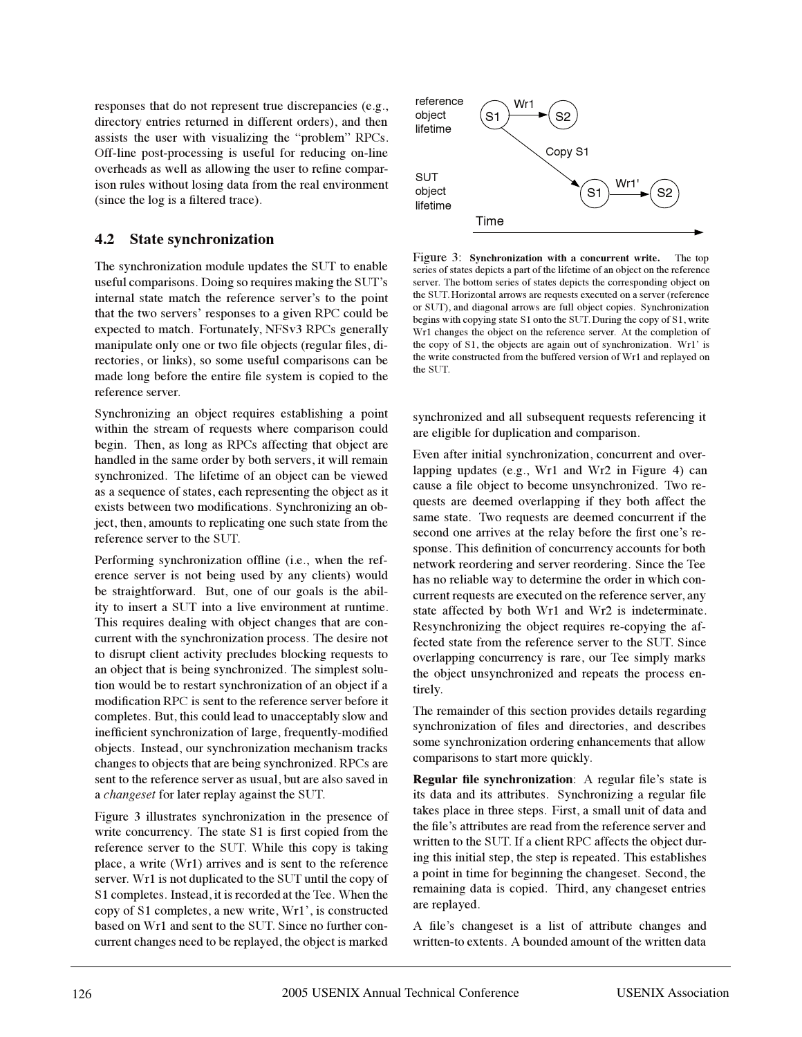responses that do not represent true discrepancies (e.g., directory entries returned in different orders), and then assists the user with visualizing the "problem" RPCs. Off-line post-processing is useful for reducing on-line overheads as well as allowing the user to refine comparison rules without losing data from the real environment (since the log is a filtered trace).

## 4.2 State synchronization

The synchronization module updates the SUT to enable useful comparisons. Doing so requires making the SUT's internal state match the reference server's to the point that the two servers' responses to a given RPC could be expected to match. Fortunately, NFSv3 RPCs generally manipulate only one or two file objects (regular files, directories, or links), so some useful comparisons can be made long before the entire file system is copied to the reference server.

Synchronizing an object requires establishing a point within the stream of requests where comparison could begin. Then, as long as RPCs affecting that object are handled in the same order by both servers, it will remain synchronized. The lifetime of an object can be viewed as a sequence of states, each representing the object as it exists between two modifications. Synchronizing an object, then, amounts to replicating one such state from the reference server to the SUT.

Performing synchronization offline (i.e., when the reference server is not being used by any clients) would be straightforward. But, one of our goals is the ability to insert a SUT into a live environment at runtime. This requires dealing with object changes that are concurrent with the synchronization process. The desire not to disrupt client activity precludes blocking requests to an object that is being synchronized. The simplest solution would be to restart synchronization of an object if a modification RPC is sent to the reference server before it completes. But, this could lead to unacceptably slow and inefficient synchronization of large, frequently-modified objects. Instead, our synchronization mechanism tracks changes to objects that are being synchronized. RPCs are sent to the reference server as usual, but are also saved in a *changeset* for later replay against the SUT.

Figure 3 illustrates synchronization in the presence of write concurrency. The state S1 is first copied from the reference server to the SUT. While this copy is taking place, a write (Wr1) arrives and is sent to the reference server. Wr1 is not duplicated to the SUT until the copy of S1 completes. Instead, it is recorded at the Tee. When the copy of S1 completes, a new write, Wr1', is constructed based on Wr1 and sent to the SUT. Since no further concurrent changes need to be replayed, the object is marked synchronized and all subsequent requests referencing it are eligible for duplication and comparison.

Figure 3: **Synchronization with a concurrent write.** The top series of states depicts a part of the lifetime of an object on the reference server. The bottom series of states depicts the corresponding object on the SUT. Horizontal arrows are requests executed on a server (reference or SUT), and diagonal arrows are full object copies. Synchronization begins with copying state S1 onto the SUT. During the copy of S1, write Wr1 changes the object on the reference server. At the completion of the copy of S1, the objects are again out of synchronization. Wr1' is the write constructed from the buffered version of Wr1 and replayed on the SUT.

Even after initial synchronization, concurrent and overlapping updates (e.g., Wr1 and Wr2 in Figure 4) can cause a file object to become unsynchronized. Two requests are deemed overlapping if they both affect the same state. Two requests are deemed concurrent if the second one arrives at the relay before the first one's response. This definition of concurrency accounts for both network reordering and server reordering. Since the Tee has no reliable way to determine the order in which concurrent requests are executed on the reference server, any state affected by both Wr1 and Wr2 is indeterminate. Resynchronizing the object requires re-copying the affected state from the reference server to the SUT. Since overlapping concurrency is rare, our Tee simply marks the object unsynchronized and repeats the process entirely.

The remainder of this section provides details regarding synchronization of files and directories, and describes some synchronization ordering enhancements that allow comparisons to start more quickly.

**Regular file synchronization**: A regular file's state is its data and its attributes. Synchronizing a regular file takes place in three steps. First, a small unit of data and the file's attributes are read from the reference server and written to the SUT. If a client RPC affects the object during this initial step, the step is repeated. This establishes a point in time for beginning the changeset. Second, the remaining data is copied. Third, any changeset entries are replayed.

A file's changeset is a list of attribute changes and written-to extents. A bounded amount of the written data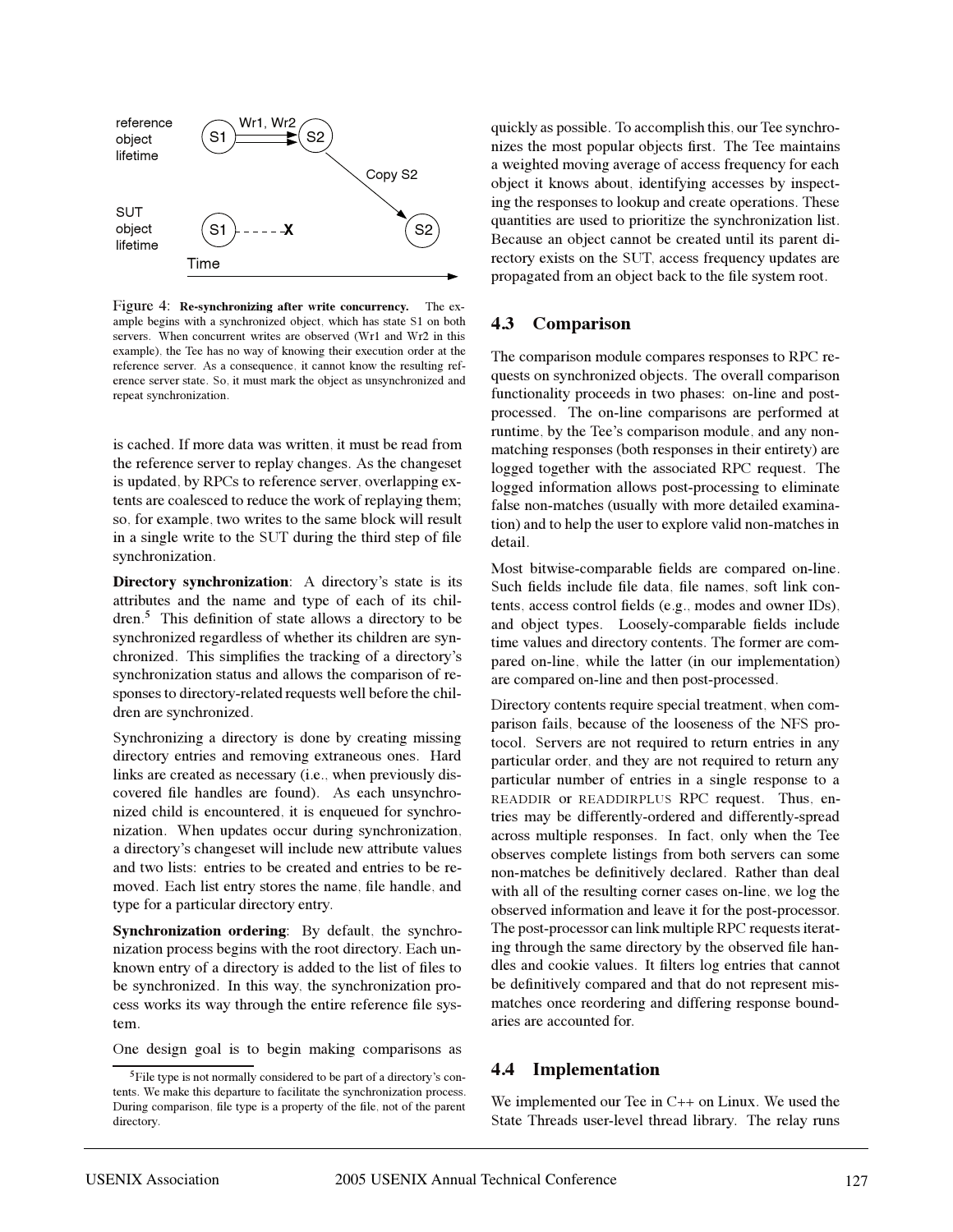Figure 4: **Re-synchronizing after write concurrency.** The example begins with a synchronized object, which has state S1 on both servers. When concurrent writes are observed (Wr1 and Wr2 in this example), the Tee has no way of knowing their execution order at the reference server. As a consequence, it cannot know the resulting reference server state. So, it must mark the object as unsynchronized and repeat synchronization.

is cached. If more data was written, it must be read from the reference server to replay changes. As the changeset is updated, by RPCs to reference server, overlapping extents are coalesced to reduce the work of replaying them; so, for example, two writes to the same block will result in a single write to the SUT during the third step of file synchronization.

**Directory synchronization**: A directory's state is its attributes and the name and type of each of its children.[5] This definition of state allows a directory to be synchronized regardless of whether its children are synchronized. This simplifies the tracking of a directory's synchronization status and allows the comparison of responses to directory-related requests well before the children are synchronized.

Synchronizing a directory is done by creating missing directory entries and removing extraneous ones. Hard links are created as necessary (i.e., when previously discovered file handles are found). As each unsynchronized child is encountered, it is enqueued for synchronization. When updates occur during synchronization, a directory's changeset will include new attribute values and two lists: entries to be created and entries to be removed. Each list entry stores the name, file handle, and type for a particular directory entry.

**Synchronization ordering**: By default, the synchronization process begins with the root directory. Each unknown entry of a directory is added to the list of files to be synchronized. In this way, the synchronization process works its way through the entire reference file system.

One design goal is to begin making comparisons as quickly as possible. To accomplish this, our Tee synchronizes the most popular objects first. The Tee maintains a weighted moving average of access frequency for each object it knows about, identifying accesses by inspecting the responses to lookup and create operations. These quantities are used to prioritize the synchronization list. Because an object cannot be created until its parent directory exists on the SUT, access frequency updates are propagated from an object back to the file system root.

[5] File type is not normally considered to be part of a directory's contents. We make this departure to facilitate the synchronization process. During comparison, file type is a property of the file, not of the parent directory.

## 4.3 Comparison

The comparison module compares responses to RPC requests on synchronized objects. The overall comparison functionality proceeds in two phases: on-line and post-processed. The on-line comparisons are performed at runtime, by the Tee's comparison module, and any non-matching responses (both responses in their entirety) are logged together with the associated RPC request. The logged information allows post-processing to eliminate false non-matches (usually with more detailed examination) and to help the user to explore valid non-matches in detail.

Most bitwise-comparable fields are compared on-line. Such fields include file data, file names, soft link contents, access control fields (e.g., modes and owner IDs), and object types. Loosely-comparable fields include time values and directory contents. The former are compared on-line, while the latter (in our implementation) are compared on-line and then post-processed.

Directory contents require special treatment, when comparison fails, because of the looseness of the NFS protocol. Servers are not required to return entries in any particular order, and they are not required to return any particular number of entries in a single response to a READDIR or READDIRPLUS RPC request. Thus, entries may be differently-ordered and differently-spread across multiple responses. In fact, only when the Tee observes complete listings from both servers can some non-matches be definitively declared. Rather than deal with all of the resulting corner cases on-line, we log the observed information and leave it for the post-processor. The post-processor can link multiple RPC requests iterating through the same directory by the observed file handles and cookie values. It filters log entries that cannot be definitively compared and that do not represent mismatches once reordering and differing response boundaries are accounted for.

## 4.4 Implementation

We implemented our Tee in C++ on Linux. We used the State Threads user-level thread library. The relay runs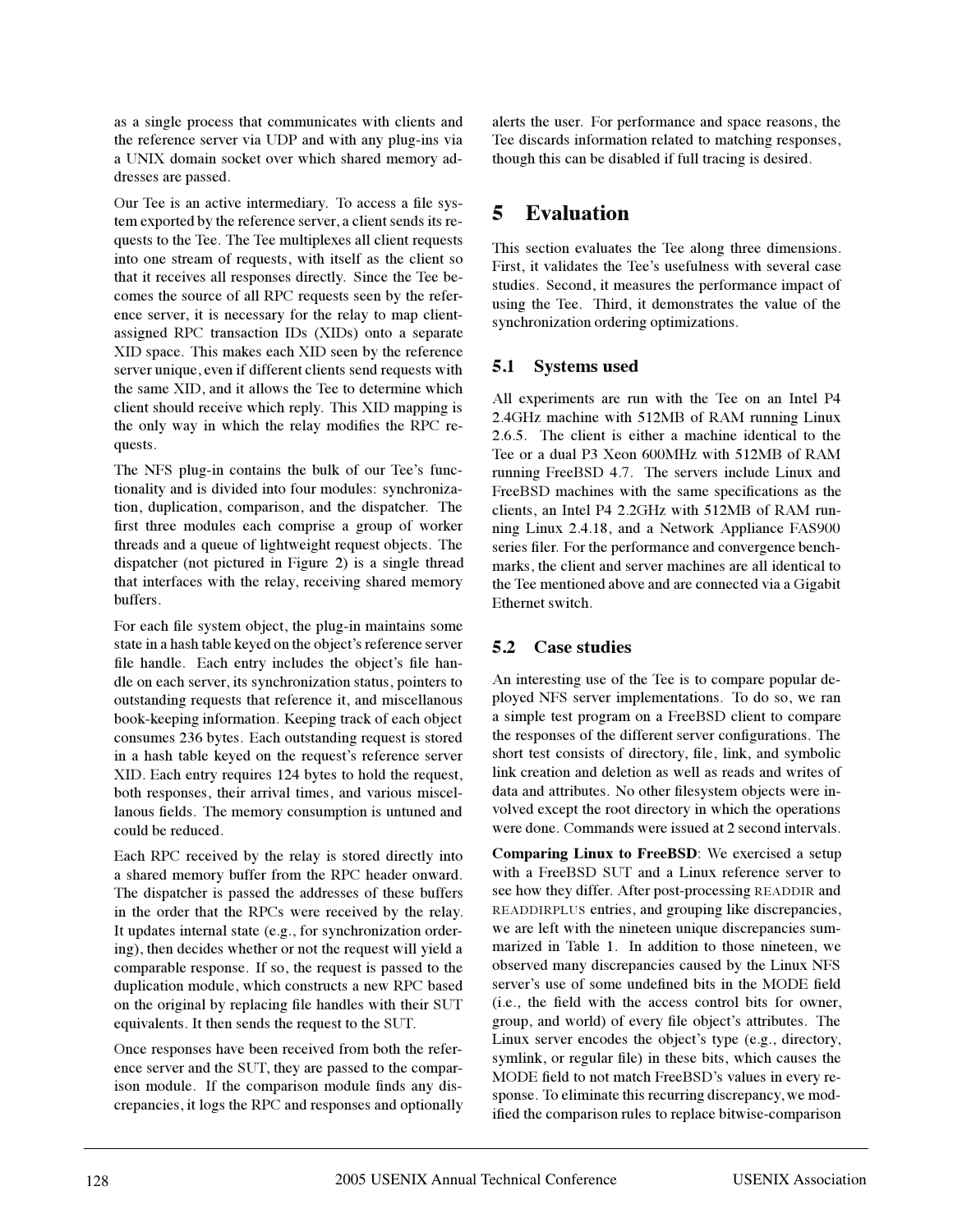as a single process that communicates with clients and the reference server via UDP and with any plug-ins via a UNIX domain socket over which shared memory addresses are passed.

Our Tee is an active intermediary. To access a file system exported by the reference server, a client sends its requests to the Tee. The Tee multiplexes all client requests into one stream of requests, with itself as the client so that it receives all responses directly. Since the Tee becomes the source of all RPC requests seen by the reference server, it is necessary for the relay to map client-assigned RPC transaction IDs (XIDs) onto a separate XID space. This makes each XID seen by the reference server unique, even if different clients send requests with the same XID, and it allows the Tee to determine which client should receive which reply. This XID mapping is the only way in which the relay modifies the RPC requests.

The NFS plug-in contains the bulk of our Tee's functionality and is divided into four modules: synchronization, duplication, comparison, and the dispatcher. The first three modules each comprise a group of worker threads and a queue of lightweight request objects. The dispatcher (not pictured in Figure 2) is a single thread that interfaces with the relay, receiving shared memory buffers.

For each file system object, the plug-in maintains some state in a hash table keyed on the object's reference server file handle. Each entry includes the object's file handle on each server, its synchronization status, pointers to outstanding requests that reference it, and miscellanous book-keeping information. Keeping track of each object consumes 236 bytes. Each outstanding request is stored in a hash table keyed on the request's reference server XID. Each entry requires 124 bytes to hold the request, both responses, their arrival times, and various miscellanous fields. The memory consumption is untuned and could be reduced.

Each RPC received by the relay is stored directly into a shared memory buffer from the RPC header onward. The dispatcher is passed the addresses of these buffers in the order that the RPCs were received by the relay. It updates internal state (e.g., for synchronization ordering), then decides whether or not the request will yield a comparable response. If so, the request is passed to the duplication module, which constructs a new RPC based on the original by replacing file handles with their SUT equivalents. It then sends the request to the SUT.

Once responses have been received from both the reference server and the SUT, they are passed to the comparison module. If the comparison module finds any discrepancies, it logs the RPC and responses and optionally alerts the user. For performance and space reasons, the Tee discards information related to matching responses, though this can be disabled if full tracing is desired.

# 5 Evaluation

This section evaluates the Tee along three dimensions. First, it validates the Tee's usefulness with several case studies. Second, it measures the performance impact of using the Tee. Third, it demonstrates the value of the synchronization ordering optimizations.

## 5.1 Systems used

All experiments are run with the Tee on an Intel P4 2.4GHz machine with 512MB of RAM running Linux 2.6.5. The client is either a machine identical to the Tee or a dual P3 Xeon 600MHz with 512MB of RAM running FreeBSD 4.7. The servers include Linux and FreeBSD machines with the same specifications as the clients, an Intel P4 2.2GHz with 512MB of RAM running Linux 2.4.18, and a Network Appliance FAS900 series filer. For the performance and convergence benchmarks, the client and server machines are all identical to the Tee mentioned above and are connected via a Gigabit Ethernet switch.

## 5.2 Case studies

An interesting use of the Tee is to compare popular deployed NFS server implementations. To do so, we ran a simple test program on a FreeBSD client to compare the responses of the different server configurations. The short test consists of directory, file, link, and symbolic link creation and deletion as well as reads and writes of data and attributes. No other filesystem objects were involved except the root directory in which the operations were done. Commands were issued at 2 second intervals.

**Comparing Linux to FreeBSD**: We exercised a setup with a FreeBSD SUT and a Linux reference server to see how they differ. After post-processing READDIR and READDIRPLUS entries, and grouping like discrepancies, we are left with the nineteen unique discrepancies summarized in Table 1. In addition to those nineteen, we observed many discrepancies caused by the Linux NFS server's use of some undefined bits in the MODE field (i.e., the field with the access control bits for owner, group, and world) of every file object's attributes. The Linux server encodes the object's type (e.g., directory, symlink, or regular file) in these bits, which causes the MODE field to not match FreeBSD's values in every response. To eliminate this recurring discrepancy, we modified the comparison rules to replace bitwise-comparison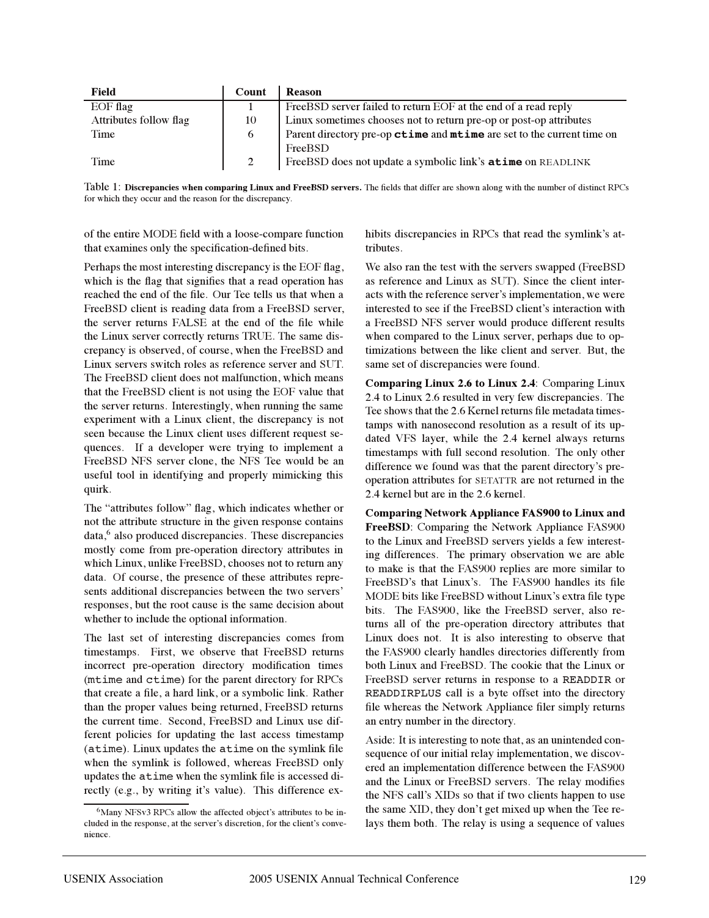| Field | Count | Reason |
|---|---|---|
| EOF flag | 1 | FreeBSD server failed to return EOF at the end of a read reply |
| Attributes follow flag | 10 | Linux sometimes chooses not to return pre-op or post-op attributes |
| Time | 6 | Parent directory pre-op **ctime** and **mtime** are set to the current time on FreeBSD |
| Time | 2 | FreeBSD does not update a symbolic link's **atime** on READLINK |

Table 1: **Discrepancies when comparing Linux and FreeBSD servers.** The fields that differ are shown along with the number of distinct RPCs for which they occur and the reason for the discrepancy.

of the entire MODE field with a loose-compare function that examines only the specification-defined bits.

Perhaps the most interesting discrepancy is the EOF flag, which is the flag that signifies that a read operation has reached the end of the file. Our Tee tells us that when a FreeBSD client is reading data from a FreeBSD server, the server returns FALSE at the end of the file while the Linux server correctly returns TRUE. The same discrepancy is observed, of course, when the FreeBSD and Linux servers switch roles as reference server and SUT. The FreeBSD client does not malfunction, which means that the FreeBSD client is not using the EOF value that the server returns. Interestingly, when running the same experiment with a Linux client, the discrepancy is not seen because the Linux client uses different request sequences. If a developer were trying to implement a FreeBSD NFS server clone, the NFS Tee would be an useful tool in identifying and properly mimicking this quirk.

The "attributes follow" flag, which indicates whether or not the attribute structure in the given response contains data,[6] also produced discrepancies. These discrepancies mostly come from pre-operation directory attributes in which Linux, unlike FreeBSD, chooses not to return any data. Of course, the presence of these attributes represents additional discrepancies between the two servers' responses, but the root cause is the same decision about whether to include the optional information.

The last set of interesting discrepancies comes from timestamps. First, we observe that FreeBSD returns incorrect pre-operation directory modification times (`mtime` and `ctime`) for the parent directory for RPCs that create a file, a hard link, or a symbolic link. Rather than the proper values being returned, FreeBSD returns the current time. Second, FreeBSD and Linux use different policies for updating the last access timestamp (`atime`). Linux updates the `atime` on the symlink file when the symlink is followed, whereas FreeBSD only updates the `atime` when the symlink file is accessed directly (e.g., by writing it's value). This difference exhibits discrepancies in RPCs that read the symlink's attributes.

We also ran the test with the servers swapped (FreeBSD as reference and Linux as SUT). Since the client interacts with the reference server's implementation, we were interested to see if the FreeBSD client's interaction with a FreeBSD NFS server would produce different results when compared to the Linux server, perhaps due to optimizations between the like client and server. But, the same set of discrepancies were found.

**Comparing Linux 2.6 to Linux 2.4**: Comparing Linux 2.4 to Linux 2.6 resulted in very few discrepancies. The Tee shows that the 2.6 Kernel returns file metadata timestamps with nanosecond resolution as a result of its updated VFS layer, while the 2.4 kernel always returns timestamps with full second resolution. The only other difference we found was that the parent directory's pre-operation attributes for SETATTR are not returned in the 2.4 kernel but are in the 2.6 kernel.

**Comparing Network Appliance FAS900 to Linux and FreeBSD**: Comparing the Network Appliance FAS900 to the Linux and FreeBSD servers yields a few interesting differences. The primary observation we are able to make is that the FAS900 replies are more similar to FreeBSD's that Linux's. The FAS900 handles its file MODE bits like FreeBSD without Linux's extra file type bits. The FAS900, like the FreeBSD server, also returns all of the pre-operation directory attributes that Linux does not. It is also interesting to observe that the FAS900 clearly handles directories differently from both Linux and FreeBSD. The cookie that the Linux or FreeBSD server returns in response to a `READDIR` or `READDIRPLUS` call is a byte offset into the directory file whereas the Network Appliance filer simply returns an entry number in the directory.

Aside: It is interesting to note that, as an unintended consequence of our initial relay implementation, we discovered an implementation difference between the FAS900 and the Linux or FreeBSD servers. The relay modifies the NFS call's XIDs so that if two clients happen to use the same XID, they don't get mixed up when the Tee relays them both. The relay is using a sequence of values

[6] Many NFSv3 RPCs allow the affected object's attributes to be included in the response, at the server's discretion, for the client's convenience.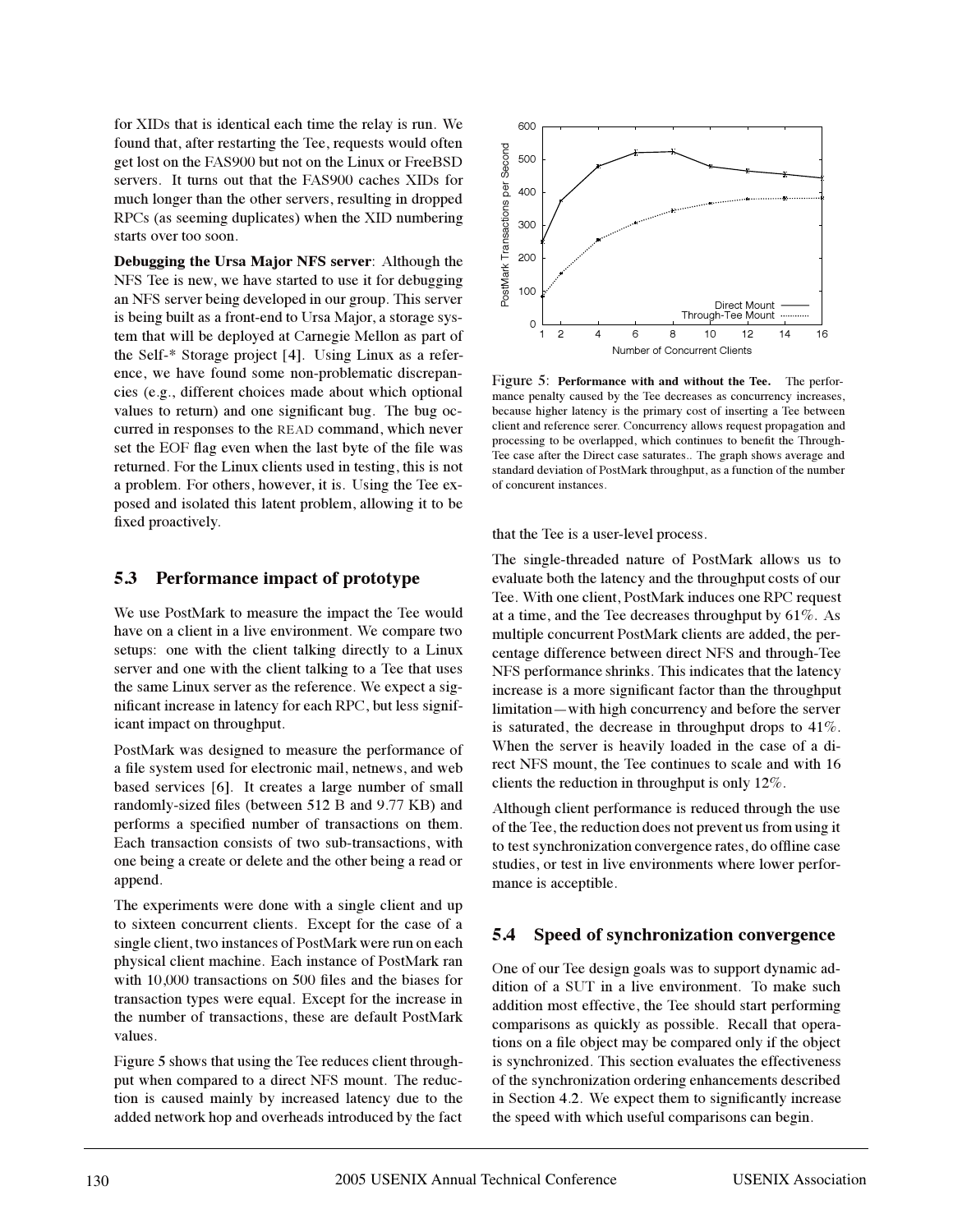for XIDs that is identical each time the relay is run. We found that, after restarting the Tee, requests would often get lost on the FAS900 but not on the Linux or FreeBSD servers. It turns out that the FAS900 caches XIDs for much longer than the other servers, resulting in dropped RPCs (as seeming duplicates) when the XID numbering starts over too soon.

**Debugging the Ursa Major NFS server**: Although the NFS Tee is new, we have started to use it for debugging an NFS server being developed in our group. This server is being built as a front-end to Ursa Major, a storage system that will be deployed at Carnegie Mellon as part of the Self-* Storage project [4]. Using Linux as a reference, we have found some non-problematic discrepancies (e.g., different choices made about which optional values to return) and one significant bug. The bug occurred in responses to the READ command, which never set the EOF flag even when the last byte of the file was returned. For the Linux clients used in testing, this is not a problem. For others, however, it is. Using the Tee exposed and isolated this latent problem, allowing it to be fixed proactively.

## 5.3 Performance impact of prototype

We use PostMark to measure the impact the Tee would have on a client in a live environment. We compare two setups: one with the client talking directly to a Linux server and one with the client talking to a Tee that uses the same Linux server as the reference. We expect a significant increase in latency for each RPC, but less significant impact on throughput.

PostMark was designed to measure the performance of a file system used for electronic mail, netnews, and web based services [6]. It creates a large number of small randomly-sized files (between 512 B and 9.77 KB) and performs a specified number of transactions on them. Each transaction consists of two sub-transactions, with one being a create or delete and the other being a read or append.

The experiments were done with a single client and up to sixteen concurrent clients. Except for the case of a single client, two instances of PostMark were run on each physical client machine. Each instance of PostMark ran with 10,000 transactions on 500 files and the biases for transaction types were equal. Except for the increase in the number of transactions, these are default PostMark values.

Figure 5 shows that using the Tee reduces client throughput when compared to a direct NFS mount. The reduction is caused mainly by increased latency due to the added network hop and overheads introduced by the fact that the Tee is a user-level process.

Figure 5: **Performance with and without the Tee.** The performance penalty caused by the Tee decreases as concurrency increases, because higher latency is the primary cost of inserting a Tee between client and reference serer. Concurrency allows request propagation and processing to be overlapped, which continues to benefit the Through-Tee case after the Direct case saturates.. The graph shows average and standard deviation of PostMark throughput, as a function of the number of concurent instances.

The single-threaded nature of PostMark allows us to evaluate both the latency and the throughput costs of our Tee. With one client, PostMark induces one RPC request at a time, and the Tee decreases throughput by 61%. As multiple concurrent PostMark clients are added, the percentage difference between direct NFS and through-Tee NFS performance shrinks. This indicates that the latency increase is a more significant factor than the throughput limitation—with high concurrency and before the server is saturated, the decrease in throughput drops to 41%. When the server is heavily loaded in the case of a direct NFS mount, the Tee continues to scale and with 16 clients the reduction in throughput is only 12%.

Although client performance is reduced through the use of the Tee, the reduction does not prevent us from using it to test synchronization convergence rates, do offline case studies, or test in live environments where lower performance is acceptible.

## 5.4 Speed of synchronization convergence

One of our Tee design goals was to support dynamic addition of a SUT in a live environment. To make such addition most effective, the Tee should start performing comparisons as quickly as possible. Recall that operations on a file object may be compared only if the object is synchronized. This section evaluates the effectiveness of the synchronization ordering enhancements described in Section 4.2. We expect them to significantly increase the speed with which useful comparisons can begin.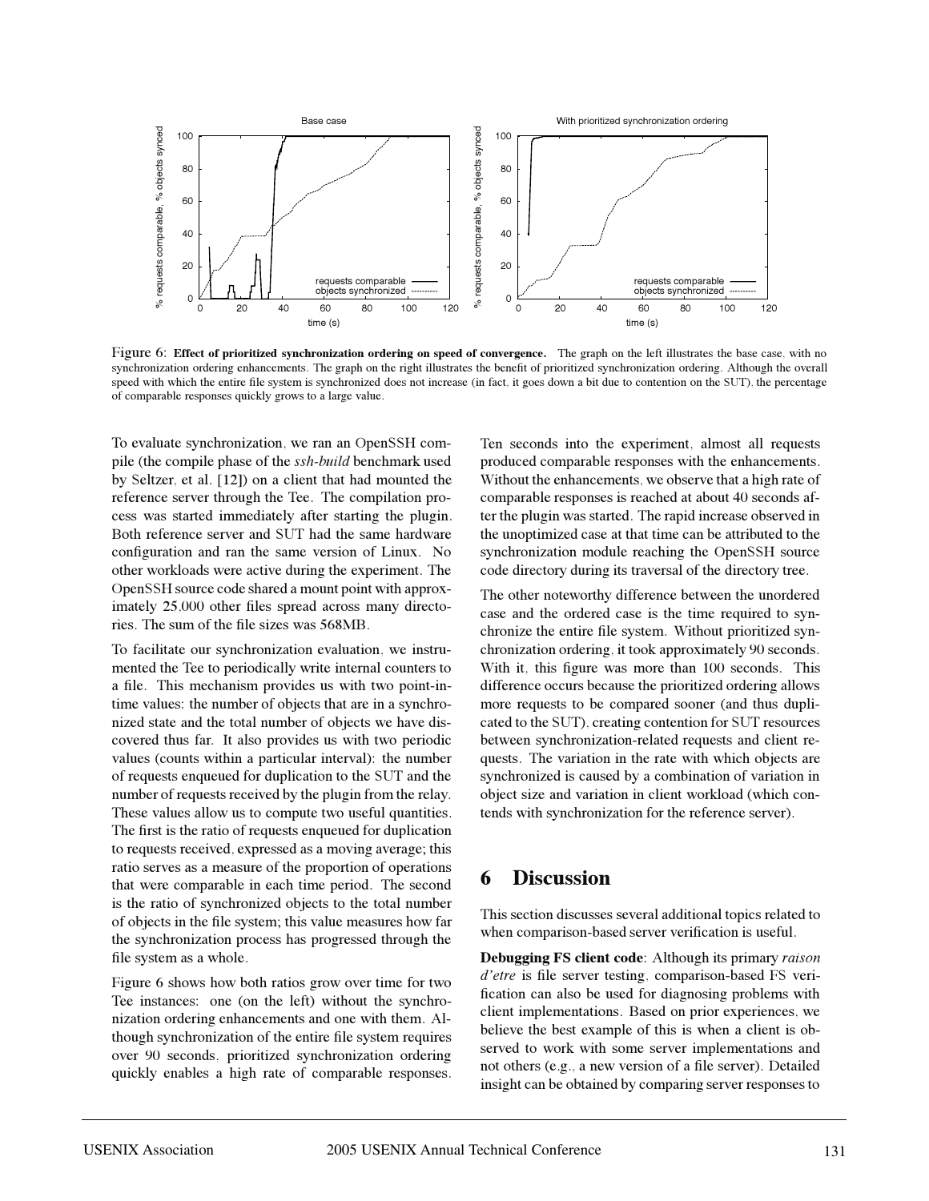Figure 6: **Effect of prioritized synchronization ordering on speed of convergence.** The graph on the left illustrates the base case, with no synchronization ordering enhancements. The graph on the right illustrates the benefit of prioritized synchronization ordering. Although the overall speed with which the entire file system is synchronized does not increase (in fact, it goes down a bit due to contention on the SUT), the percentage of comparable responses quickly grows to a large value.

To evaluate synchronization, we ran an OpenSSH compile (the compile phase of the *ssh-build* benchmark used by Seltzer, et al. [12]) on a client that had mounted the reference server through the Tee. The compilation process was started immediately after starting the plugin. Both reference server and SUT had the same hardware configuration and ran the same version of Linux. No other workloads were active during the experiment. The OpenSSH source code shared a mount point with approximately 25,000 other files spread across many directories. The sum of the file sizes was 568MB.

To facilitate our synchronization evaluation, we instrumented the Tee to periodically write internal counters to a file. This mechanism provides us with two point-in-time values: the number of objects that are in a synchronized state and the total number of objects we have discovered thus far. It also provides us with two periodic values (counts within a particular interval): the number of requests enqueued for duplication to the SUT and the number of requests received by the plugin from the relay. These values allow us to compute two useful quantities. The first is the ratio of requests enqueued for duplication to requests received, expressed as a moving average; this ratio serves as a measure of the proportion of operations that were comparable in each time period. The second is the ratio of synchronized objects to the total number of objects in the file system; this value measures how far the synchronization process has progressed through the file system as a whole.

Figure 6 shows how both ratios grow over time for two Tee instances: one (on the left) without the synchronization ordering enhancements and one with them. Although synchronization of the entire file system requires over 90 seconds, prioritized synchronization ordering quickly enables a high rate of comparable responses. Ten seconds into the experiment, almost all requests produced comparable responses with the enhancements. Without the enhancements, we observe that a high rate of comparable responses is reached at about 40 seconds after the plugin was started. The rapid increase observed in the unoptimized case at that time can be attributed to the synchronization module reaching the OpenSSH source code directory during its traversal of the directory tree.

The other noteworthy difference between the unordered case and the ordered case is the time required to synchronize the entire file system. Without prioritized synchronization ordering, it took approximately 90 seconds. With it, this figure was more than 100 seconds. This difference occurs because the prioritized ordering allows more requests to be compared sooner (and thus duplicated to the SUT), creating contention for SUT resources between synchronization-related requests and client requests. The variation in the rate with which objects are synchronized is caused by a combination of variation in object size and variation in client workload (which contends with synchronization for the reference server).

# 6 Discussion

This section discusses several additional topics related to when comparison-based server verification is useful.

**Debugging FS client code**: Although its primary *raison d'etre* is file server testing, comparison-based FS verification can also be used for diagnosing problems with client implementations. Based on prior experiences, we believe the best example of this is when a client is observed to work with some server implementations and not others (e.g., a new version of a file server). Detailed insight can be obtained by comparing server responses to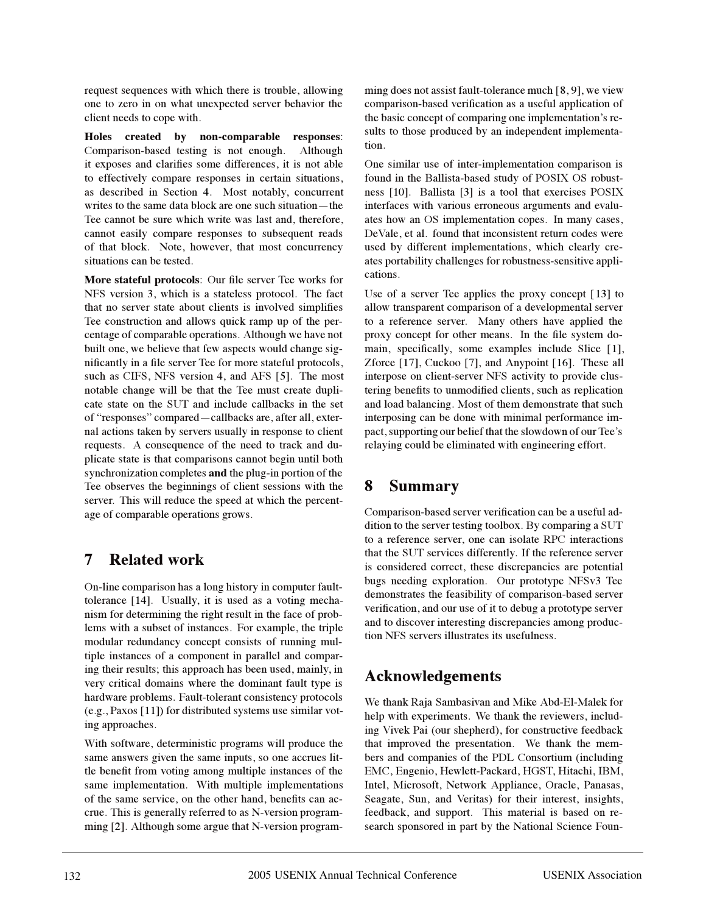request sequences with which there is trouble, allowing one to zero in on what unexpected server behavior the client needs to cope with.

**Holes created by non-comparable responses**: Comparison-based testing is not enough. Although it exposes and clarifies some differences, it is not able to effectively compare responses in certain situations, as described in Section 4. Most notably, concurrent writes to the same data block are one such situation—the Tee cannot be sure which write was last and, therefore, cannot easily compare responses to subsequent reads of that block. Note, however, that most concurrency situations can be tested.

**More stateful protocols**: Our file server Tee works for NFS version 3, which is a stateless protocol. The fact that no server state about clients is involved simplifies Tee construction and allows quick ramp up of the percentage of comparable operations. Although we have not built one, we believe that few aspects would change significantly in a file server Tee for more stateful protocols, such as CIFS, NFS version 4, and AFS [5]. The most notable change will be that the Tee must create duplicate state on the SUT and include callbacks in the set of "responses" compared—callbacks are, after all, external actions taken by servers usually in response to client requests. A consequence of the need to track and duplicate state is that comparisons cannot begin until both synchronization completes **and** the plug-in portion of the Tee observes the beginnings of client sessions with the server. This will reduce the speed at which the percentage of comparable operations grows.

## 7 Related work

On-line comparison has a long history in computer fault-tolerance [14]. Usually, it is used as a voting mechanism for determining the right result in the face of problems with a subset of instances. For example, the triple modular redundancy concept consists of running multiple instances of a component in parallel and comparing their results; this approach has been used, mainly, in very critical domains where the dominant fault type is hardware problems. Fault-tolerant consistency protocols (e.g., Paxos [11]) for distributed systems use similar voting approaches.

With software, deterministic programs will produce the same answers given the same inputs, so one accrues little benefit from voting among multiple instances of the same implementation. With multiple implementations of the same service, on the other hand, benefits can accrue. This is generally referred to as N-version programming [2]. Although some argue that N-version programming does not assist fault-tolerance much [8, 9], we view comparison-based verification as a useful application of the basic concept of comparing one implementation's results to those produced by an independent implementation.

One similar use of inter-implementation comparison is found in the Ballista-based study of POSIX OS robustness [10]. Ballista [3] is a tool that exercises POSIX interfaces with various erroneous arguments and evaluates how an OS implementation copes. In many cases, DeVale, et al. found that inconsistent return codes were used by different implementations, which clearly creates portability challenges for robustness-sensitive applications.

Use of a server Tee applies the proxy concept [13] to allow transparent comparison of a developmental server to a reference server. Many others have applied the proxy concept for other means. In the file system domain, specifically, some examples include Slice [1], Zforce [17], Cuckoo [7], and Anypoint [16]. These all interpose on client-server NFS activity to provide clustering benefits to unmodified clients, such as replication and load balancing. Most of them demonstrate that such interposing can be done with minimal performance impact, supporting our belief that the slowdown of our Tee's relaying could be eliminated with engineering effort.

## 8 Summary

Comparison-based server verification can be a useful addition to the server testing toolbox. By comparing a SUT to a reference server, one can isolate RPC interactions that the SUT services differently. If the reference server is considered correct, these discrepancies are potential bugs needing exploration. Our prototype NFSv3 Tee demonstrates the feasibility of comparison-based server verification, and our use of it to debug a prototype server and to discover interesting discrepancies among production NFS servers illustrates its usefulness.

## Acknowledgements

We thank Raja Sambasivan and Mike Abd-El-Malek for help with experiments. We thank the reviewers, including Vivek Pai (our shepherd), for constructive feedback that improved the presentation. We thank the members and companies of the PDL Consortium (including EMC, Engenio, Hewlett-Packard, HGST, Hitachi, IBM, Intel, Microsoft, Network Appliance, Oracle, Panasas, Seagate, Sun, and Veritas) for their interest, insights, feedback, and support. This material is based on research sponsored in part by the National Science Foun-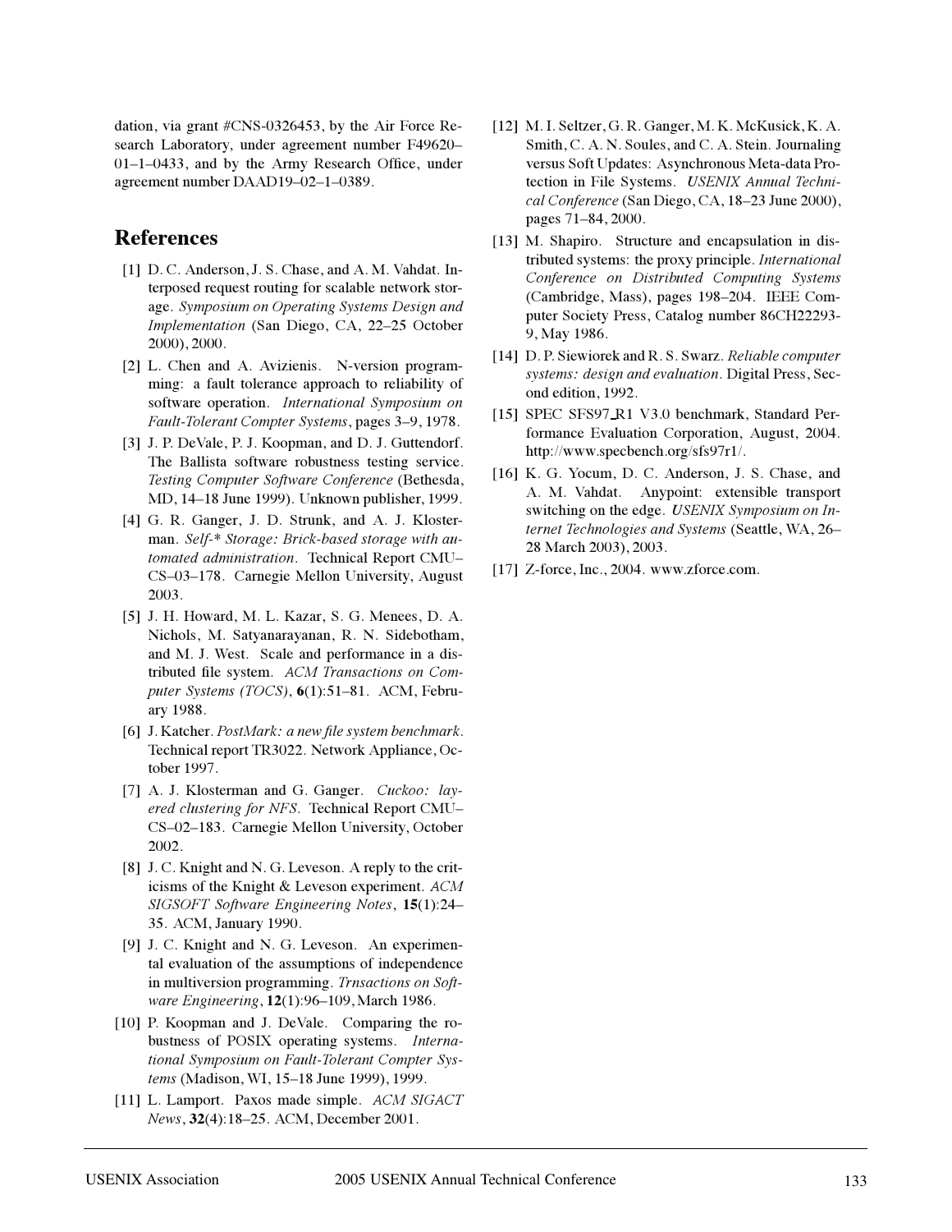dation, via grant #CNS-0326453, by the Air Force Research Laboratory, under agreement number F49620–01–1–0433, and by the Army Research Office, under agreement number DAAD19–02–1–0389.

## References

[1] D. C. Anderson, J. S. Chase, and A. M. Vahdat. Interposed request routing for scalable network storage. *Symposium on Operating Systems Design and Implementation* (San Diego, CA, 22–25 October 2000), 2000.

[2] L. Chen and A. Avizienis. N-version programming: a fault tolerance approach to reliability of software operation. *International Symposium on Fault-Tolerant Compter Systems*, pages 3–9, 1978.

[3] J. P. DeVale, P. J. Koopman, and D. J. Guttendorf. The Ballista software robustness testing service. *Testing Computer Software Conference* (Bethesda, MD, 14–18 June 1999). Unknown publisher, 1999.

[4] G. R. Ganger, J. D. Strunk, and A. J. Klosterman. *Self-* Storage: Brick-based storage with automated administration*. Technical Report CMU–CS–03–178. Carnegie Mellon University, August 2003.

[5] J. H. Howard, M. L. Kazar, S. G. Menees, D. A. Nichols, M. Satyanarayanan, R. N. Sidebotham, and M. J. West. Scale and performance in a distributed file system. *ACM Transactions on Computer Systems (TOCS)*, **6**(1):51–81. ACM, February 1988.

[6] J. Katcher. *PostMark: a new file system benchmark*. Technical report TR3022. Network Appliance, October 1997.

[7] A. J. Klosterman and G. Ganger. *Cuckoo: layered clustering for NFS*. Technical Report CMU–CS–02–183. Carnegie Mellon University, October 2002.

[8] J. C. Knight and N. G. Leveson. A reply to the criticisms of the Knight & Leveson experiment. *ACM SIGSOFT Software Engineering Notes*, **15**(1):24–35. ACM, January 1990.

[9] J. C. Knight and N. G. Leveson. An experimental evaluation of the assumptions of independence in multiversion programming. *Trnsactions on Software Engineering*, **12**(1):96–109, March 1986.

[10] P. Koopman and J. DeVale. Comparing the robustness of POSIX operating systems. *International Symposium on Fault-Tolerant Compter Systems* (Madison, WI, 15–18 June 1999), 1999.

[11] L. Lamport. Paxos made simple. *ACM SIGACT News*, **32**(4):18–25. ACM, December 2001.

[12] M. I. Seltzer, G. R. Ganger, M. K. McKusick, K. A. Smith, C. A. N. Soules, and C. A. Stein. Journaling versus Soft Updates: Asynchronous Meta-data Protection in File Systems. *USENIX Annual Technical Conference* (San Diego, CA, 18–23 June 2000), pages 71–84, 2000.

[13] M. Shapiro. Structure and encapsulation in distributed systems: the proxy principle. *International Conference on Distributed Computing Systems* (Cambridge, Mass), pages 198–204. IEEE Computer Society Press, Catalog number 86CH22293-9, May 1986.

[14] D. P. Siewiorek and R. S. Swarz. *Reliable computer systems: design and evaluation*. Digital Press, Second edition, 1992.

[15] SPEC SFS97_R1 V3.0 benchmark, Standard Performance Evaluation Corporation, August, 2004. http://www.specbench.org/sfs97r1/.

[16] K. G. Yocum, D. C. Anderson, J. S. Chase, and A. M. Vahdat. Anypoint: extensible transport switching on the edge. *USENIX Symposium on Internet Technologies and Systems* (Seattle, WA, 26–28 March 2003), 2003.

[17] Z-force, Inc., 2004. www.zforce.com.